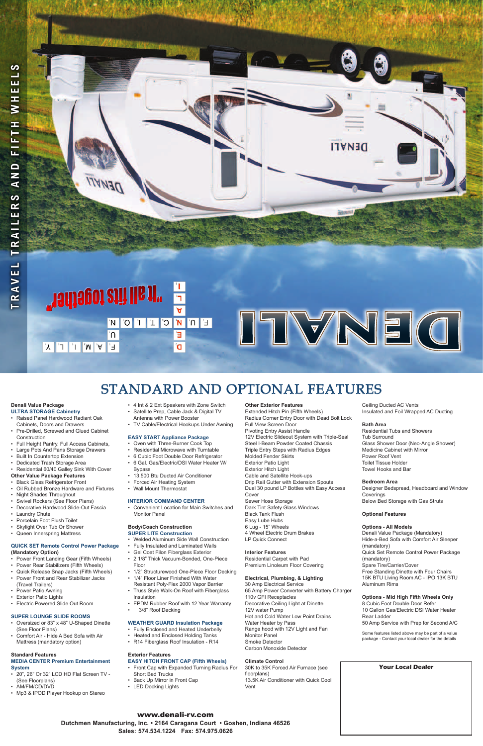# TRAVEL TRAILERS AND FIFTH WHEELS

"It all fits together."

F.U.N. D.E.N.A.L.I. C.O.N.T.R.I.B.U.T.I.O.N. F.A.M.I.L.Y.

# DENALI

## STANDARD AND OPTIONAL FEATURES

**Denali Value Package**
**ULTRA STORAGE Cabinetry**
- Raised Panel Hardwood Radiant Oak Cabinets, Doors and Drawers
- Pre-Drilled, Screwed and Glued Cabinet Construction
- Full Height Pantry, Full Access Cabinets,
- Large Pots And Pans Storage Drawers
- Built In Countertop Extension
- Dedicated Trash Storage Area
- Residential 60/40 Galley Sink With Cover

**Other Value Package Features**
- Black Glass Refrigerator Front
- Oil Rubbed Bronze Hardware and Fixtures
- Night Shades Throughout
- Swivel Rockers (See Floor Plans)
- Decorative Hardwood Slide-Out Fascia
- Laundry Chute
- Porcelain Foot Flush Toilet
- Skylight Over Tub Or Shower
- Queen Innerspring Mattress

**QUICK SET Remote Control Power Package (Mandatory Option)**
- Power Front Landing Gear (Fifth Wheels)
- Power Rear Stabilizers (Fifth Wheels)
- Quick Release Snap Jacks (Fifth Wheels)
- Power Front and Rear Stabilizer Jacks (Travel Trailers)
- Power Patio Awning
- Exterior Patio Lights
- Electric Powered Slide Out Room

**SUPER LOUNGE SLIDE ROOMS**
- Oversized or 83" x 48" U-Shaped Dinette (See Floor Plans)
- Comfort Air - Hide A Bed Sofa with Air Mattress (mandatory option)

**Standard Features**
**MEDIA CENTER Premium Entertainment System**
- 20", 26" Or 32" LCD HD Flat Screen TV - (See Floorplans)
- AM/FM/CD/DVD
- Mp3 & IPOD Player Hookup on Stereo
- 4 Int & 2 Ext Speakers with Zone Switch
- Satellite Prep, Cable Jack & Digital TV Antenna with Power Booster
- TV Cable/Electrical Hookups Under Awning

**EASY START Appliance Package**
- Oven with Three-Burner Cook Top
- Residential Microwave with Turntable
- 6 Cubic Foot Double Door Refrigerator
- 6 Gal. Gas/Electric/DSI Water Heater W/ Bypass
- 13,500 Btu Ducted Air Conditioner
- Forced Air Heating System
- Wall Mount Thermostat

**INTERIOR COMMAND CENTER**
- Convenient Location for Main Switches and Monitor Panel

**Body/Coach Construction**
**SUPER LITE Construction**
- Welded Aluminum Side Wall Construction
- Fully Insulated and Laminated Walls
- Gel Coat Filon Fiberglass Exterior
- 2 1/8" Thick Vacuum-Bonded, One-Piece Floor
- 1/2" Structurewood One-Piece Floor Decking
- 1/4" Floor Liner Finished With Water Resistant Poly-Flex 2000 Vapor Barrier
- Truss Style Walk-On Roof with Fiberglass Insulation
- EPDM Rubber Roof with 12 Year Warranty
- 3/8" Roof Decking

**WEATHER GUARD Insulation Package**
- Fully Enclosed and Heated Underbelly
- Heated and Enclosed Holding Tanks
- R14 Fiberglass Roof Insulation - R14

**Exterior Features**
**EASY HITCH FRONT CAP (Fifth Wheels)**
- Front Cap with Expanded Turning Radius For Short Bed Trucks
- Back Up Mirror in Front Cap
- LED Docking Lights

**Other Exterior Features**
Extended Hitch Pin (Fifth Wheels)
Radius Corner Entry Door with Dead Bolt Lock
Full View Screen Door
Pivoting Entry Assist Handle
12V Electric Slideout System with Triple-Seal
Steel I-Beam Powder Coated Chassis
Triple Entry Steps with Radius Edges
Molded Fender Skirts
Exterior Patio Light
Exterior Hitch Light
Cable and Satellite Hook-ups
Drip Rail Gutter with Extension Spouts
Dual 30 pound LP Bottles with Easy Access Cover
Sewer Hose Storage
Dark Tint Safety Glass Windows
Black Tank Flush
Easy Lube Hubs
6 Lug - 15" Wheels
4 Wheel Electric Drum Brakes
LP Quick Connect

**Interior Features**
Residential Carpet with Pad
Premium Linoleum Floor Covering

**Electrical, Plumbing, & Lighting**
30 Amp Electrical Service
65 Amp Power Converter with Battery Charger
110v GFI Receptacles
Decorative Ceiling Light at Dinette
12V water Pump
Hot and Cold Water Low Point Drains
Water Heater by Pass
Range hood with 12V Light and Fan
Monitor Panel
Smoke Detector
Carbon Monoxide Detector

**Climate Control**
30K to 35K Forced Air Furnace (see floorplans)
13.5K Air Conditioner with Quick Cool Vent
Ceiling Ducted AC Vents
Insulated and Foil Wrapped AC Ducting

**Bath Area**
Residential Tubs and Showers
Tub Surround
Glass Shower Door (Neo-Angle Shower)
Medicine Cabinet with Mirror
Power Roof Vent
Toilet Tissue Holder
Towel Hooks and Bar

**Bedroom Area**
Designer Bedspread, Headboard and Window Coverings
Below Bed Storage with Gas Struts

**Optional Features**

**Options - All Models**
Denali Value Package (Mandatory)
Hide-a-Bed Sofa with Comfort Air Sleeper (mandatory)
Quick Set Remote Control Power Package (mandatory)
Spare Tire/Carrier/Cover
Free Standing Dinette with Four Chairs
15K BTU Living Room AC - IPO 13K BTU
Aluminum Rims

**Options - Mid High Fifth Wheels Only**
8 Cubic Foot Double Door Refer
10 Gallon Gas/Electric DSI Water Heater
Rear Ladder
50 Amp Service with Prep for Second A/C

Some features listed above may be part of a value package - Contact your local dealer for the details

**Your Local Dealer**

**www.denali-rv.com**
**Dutchmen Manufacturing, Inc. • 2164 Caragana Court • Goshen, Indiana 46526**
**Sales: 574.534.1224 Fax: 574.975.0626**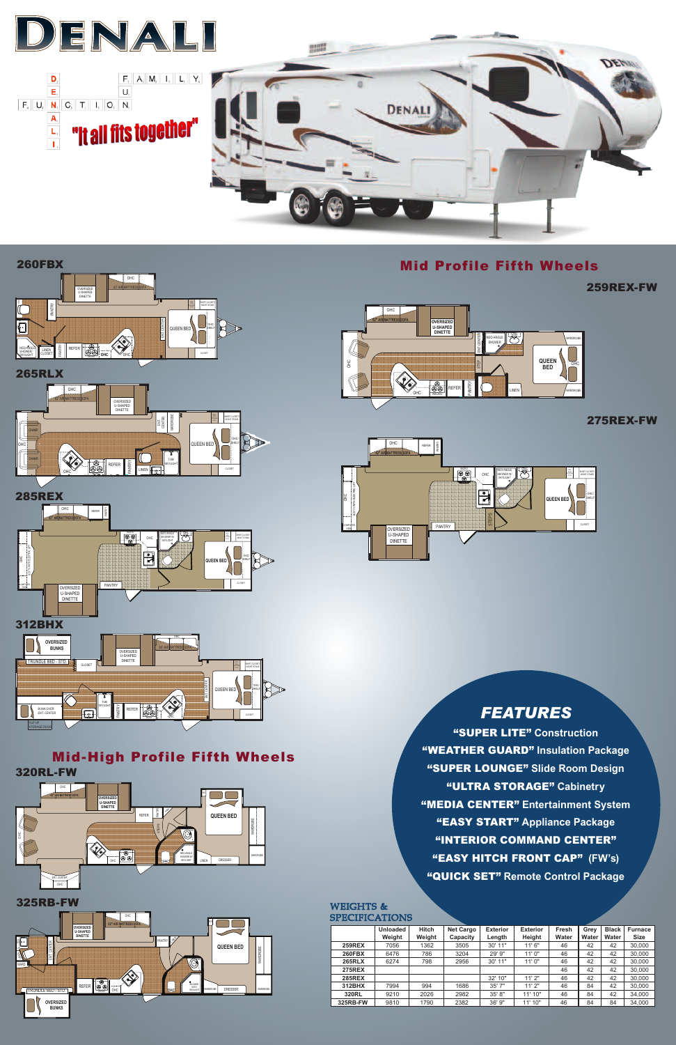# DENALI

FAMILY FUNCTION

"It all fits together"

## 260FBX

## 265RLX

## 285REX

## 312BHX

## Mid Profile Fifth Wheels

## 259REX-FW

## 275REX-FW

## Mid-High Profile Fifth Wheels

## 320RL-FW

## 325RB-FW

## FEATURES

**"SUPER LITE"** Construction
**"WEATHER GUARD"** Insulation Package
**"SUPER LOUNGE"** Slide Room Design
**"ULTRA STORAGE"** Cabinetry
**"MEDIA CENTER"** Entertainment System
**"EASY START"** Appliance Package
**"INTERIOR COMMAND CENTER"**
**"EASY HITCH FRONT CAP"** (FW's)
**"QUICK SET"** Remote Control Package

## WEIGHTS & SPECIFICATIONS

| | Unloaded Weight | Hitch Weight | Net Cargo Capacity | Exterior Length | Exterior Height | Fresh Water | Grey Water | Black Water | Furnace Size |
|---|---|---|---|---|---|---|---|---|---|
| 259REX | 7056 | 1362 | 3505 | 30' 11" | 11' 6" | 46 | 42 | 42 | 30,000 |
| 260FBX | 6476 | 786 | 3204 | 29' 9" | 11' 0" | 46 | 42 | 42 | 30,000 |
| 265RLX | 6274 | 798 | 2956 | 30' 11" | 11' 0" | 46 | 42 | 42 | 30,000 |
| 275REX | | | | | | 46 | 42 | 42 | 30,000 |
| 285REX | | | | 32' 10" | 11' 2" | 46 | 42 | 42 | 30,000 |
| 312BHX | 7994 | 994 | 1686 | 35' 7" | 11' 2" | 46 | 84 | 42 | 30,000 |
| 320RL | 9210 | 2026 | 2982 | 35' 8" | 11' 10" | 46 | 84 | 42 | 34,000 |
| 325RB-FW | 9810 | 1790 | 2382 | 36' 9" | 11' 10" | 46 | 84 | 84 | 34,000 |